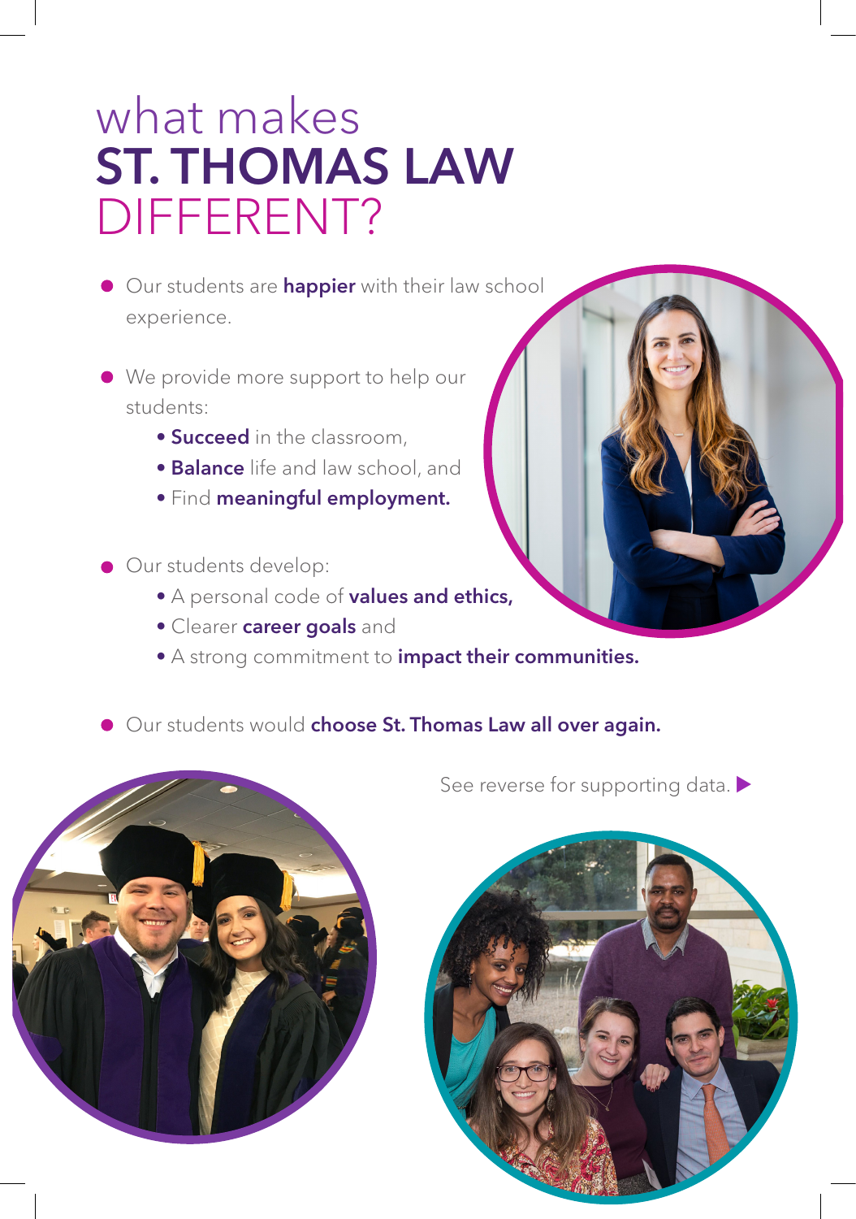# what makes ST. THOMAS LAW DIFFERENT?

- Our students are **happier** with their law school experience.

- We provide more support to help our students:
  - **Succeed** in the classroom,
  - **Balance** life and law school, and
  - Find **meaningful employment.**

- Our students develop:
  - A personal code of **values and ethics,**
  - Clearer **career goals** and
  - A strong commitment to **impact their communities.**

- Our students would **choose St. Thomas Law all over again.**

See reverse for supporting data. ▶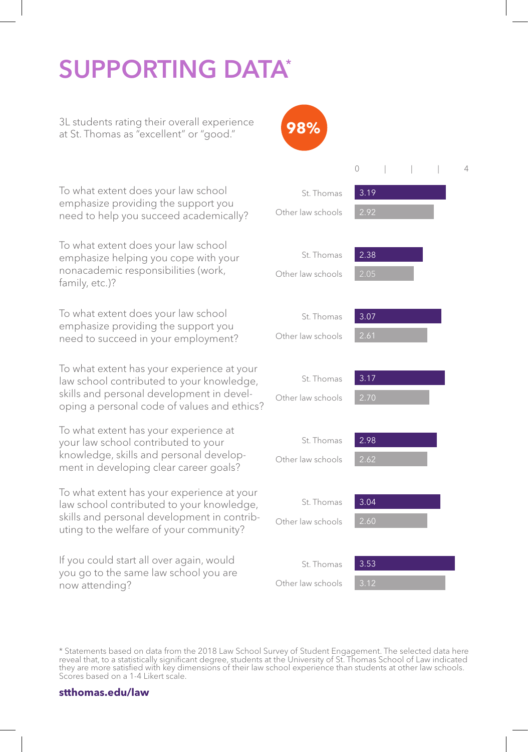# SUPPORTING DATA*

3L students rating their overall experience at St. Thomas as "excellent" or "good."

98%

0 | | | 4

To what extent does your law school emphasize providing the support you need to help you succeed academically?

St. Thomas 3.19
Other law schools 2.92

To what extent does your law school emphasize helping you cope with your nonacademic responsibilities (work, family, etc.)?

St. Thomas 2.38
Other law schools 2.05

To what extent does your law school emphasize providing the support you need to succeed in your employment?

St. Thomas 3.07
Other law schools 2.61

To what extent has your experience at your law school contributed to your knowledge, skills and personal development in developing a personal code of values and ethics?

St. Thomas 3.17
Other law schools 2.70

To what extent has your experience at your law school contributed to your knowledge, skills and personal development in developing clear career goals?

St. Thomas 2.98
Other law schools 2.62

To what extent has your experience at your law school contributed to your knowledge, skills and personal development in contributing to the welfare of your community?

St. Thomas 3.04
Other law schools 2.60

If you could start all over again, would you go to the same law school you are now attending?

St. Thomas 3.53
Other law schools 3.12

* Statements based on data from the 2018 Law School Survey of Student Engagement. The selected data here reveal that, to a statistically significant degree, students at the University of St. Thomas School of Law indicated they are more satisfied with key dimensions of their law school experience than students at other law schools. Scores based on a 1-4 Likert scale.

**stthomas.edu/law**